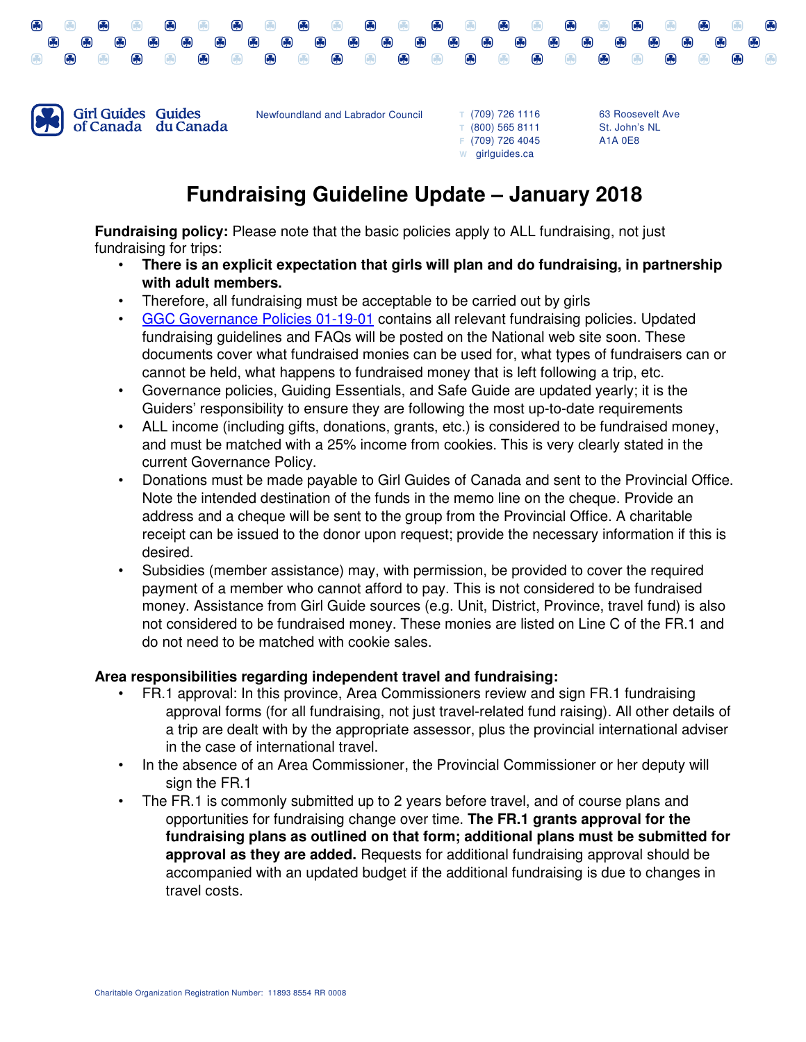Girl Guides of Canada Guides du Canada

Newfoundland and Labrador Council

T (709) 726 1116
T (800) 565 8111
F (709) 726 4045
W girlguides.ca

63 Roosevelt Ave
St. John's NL
A1A 0E8

# Fundraising Guideline Update – January 2018

**Fundraising policy:** Please note that the basic policies apply to ALL fundraising, not just fundraising for trips:

- **There is an explicit expectation that girls will plan and do fundraising, in partnership with adult members.**
- Therefore, all fundraising must be acceptable to be carried out by girls
- GGC Governance Policies 01-19-01 contains all relevant fundraising policies. Updated fundraising guidelines and FAQs will be posted on the National web site soon. These documents cover what fundraised monies can be used for, what types of fundraisers can or cannot be held, what happens to fundraised money that is left following a trip, etc.
- Governance policies, Guiding Essentials, and Safe Guide are updated yearly; it is the Guiders' responsibility to ensure they are following the most up-to-date requirements
- ALL income (including gifts, donations, grants, etc.) is considered to be fundraised money, and must be matched with a 25% income from cookies. This is very clearly stated in the current Governance Policy.
- Donations must be made payable to Girl Guides of Canada and sent to the Provincial Office. Note the intended destination of the funds in the memo line on the cheque. Provide an address and a cheque will be sent to the group from the Provincial Office. A charitable receipt can be issued to the donor upon request; provide the necessary information if this is desired.
- Subsidies (member assistance) may, with permission, be provided to cover the required payment of a member who cannot afford to pay. This is not considered to be fundraised money. Assistance from Girl Guide sources (e.g. Unit, District, Province, travel fund) is also not considered to be fundraised money. These monies are listed on Line C of the FR.1 and do not need to be matched with cookie sales.

**Area responsibilities regarding independent travel and fundraising:**

- FR.1 approval: In this province, Area Commissioners review and sign FR.1 fundraising approval forms (for all fundraising, not just travel-related fund raising). All other details of a trip are dealt with by the appropriate assessor, plus the provincial international adviser in the case of international travel.
- In the absence of an Area Commissioner, the Provincial Commissioner or her deputy will sign the FR.1
- The FR.1 is commonly submitted up to 2 years before travel, and of course plans and opportunities for fundraising change over time. **The FR.1 grants approval for the fundraising plans as outlined on that form; additional plans must be submitted for approval as they are added.** Requests for additional fundraising approval should be accompanied with an updated budget if the additional fundraising is due to changes in travel costs.

Charitable Organization Registration Number: 11893 8554 RR 0008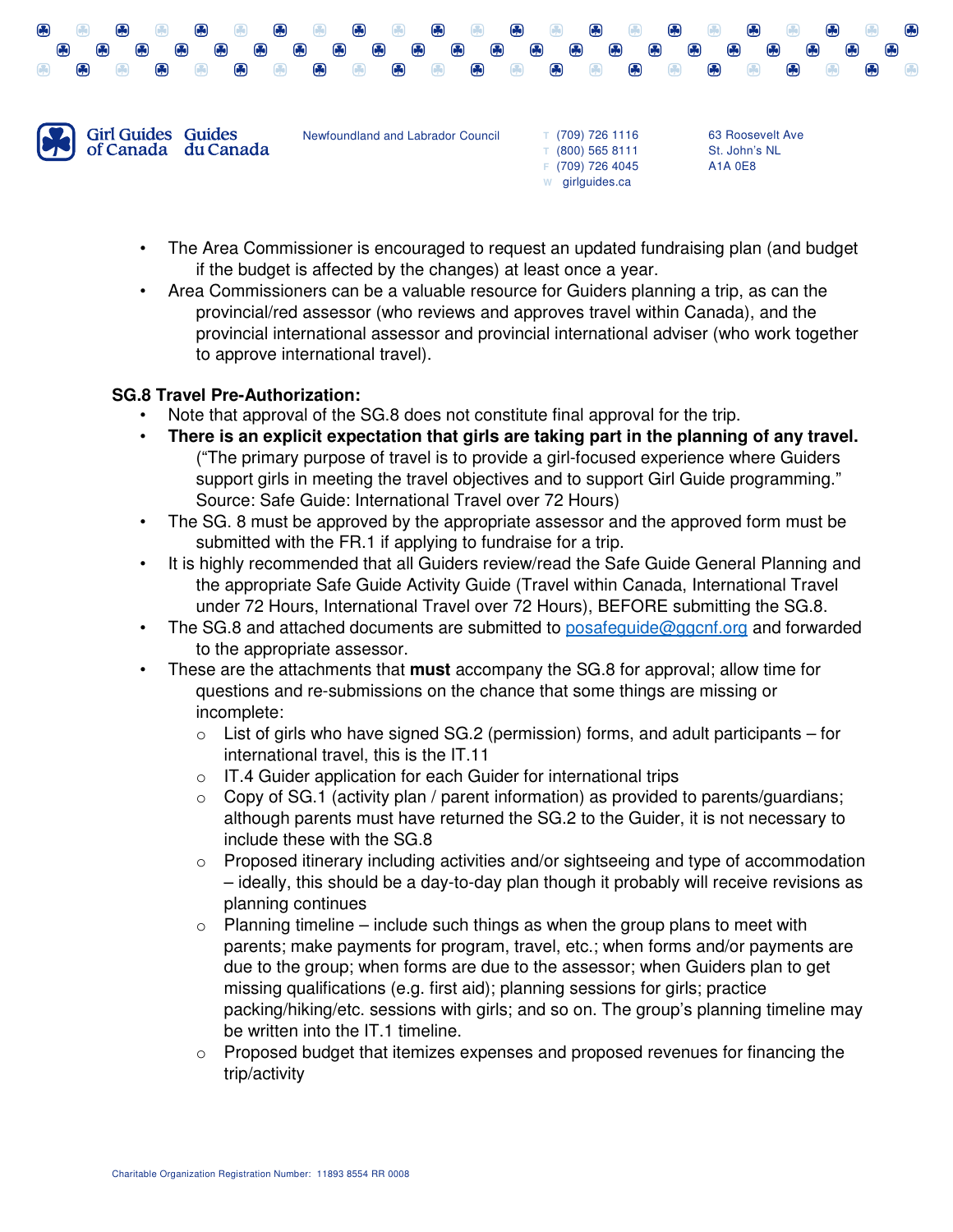- The Area Commissioner is encouraged to request an updated fundraising plan (and budget if the budget is affected by the changes) at least once a year.
- Area Commissioners can be a valuable resource for Guiders planning a trip, as can the provincial/red assessor (who reviews and approves travel within Canada), and the provincial international assessor and provincial international adviser (who work together to approve international travel).

**SG.8 Travel Pre-Authorization:**

- Note that approval of the SG.8 does not constitute final approval for the trip.
- **There is an explicit expectation that girls are taking part in the planning of any travel.** ("The primary purpose of travel is to provide a girl-focused experience where Guiders support girls in meeting the travel objectives and to support Girl Guide programming." Source: Safe Guide: International Travel over 72 Hours)
- The SG. 8 must be approved by the appropriate assessor and the approved form must be submitted with the FR.1 if applying to fundraise for a trip.
- It is highly recommended that all Guiders review/read the Safe Guide General Planning and the appropriate Safe Guide Activity Guide (Travel within Canada, International Travel under 72 Hours, International Travel over 72 Hours), BEFORE submitting the SG.8.
- The SG.8 and attached documents are submitted to posafeguide@ggcnf.org and forwarded to the appropriate assessor.
- These are the attachments that **must** accompany the SG.8 for approval; allow time for questions and re-submissions on the chance that some things are missing or incomplete:
  - List of girls who have signed SG.2 (permission) forms, and adult participants – for international travel, this is the IT.11
  - IT.4 Guider application for each Guider for international trips
  - Copy of SG.1 (activity plan / parent information) as provided to parents/guardians; although parents must have returned the SG.2 to the Guider, it is not necessary to include these with the SG.8
  - Proposed itinerary including activities and/or sightseeing and type of accommodation – ideally, this should be a day-to-day plan though it probably will receive revisions as planning continues
  - Planning timeline – include such things as when the group plans to meet with parents; make payments for program, travel, etc.; when forms and/or payments are due to the group; when forms are due to the assessor; when Guiders plan to get missing qualifications (e.g. first aid); planning sessions for girls; practice packing/hiking/etc. sessions with girls; and so on. The group's planning timeline may be written into the IT.1 timeline.
  - Proposed budget that itemizes expenses and proposed revenues for financing the trip/activity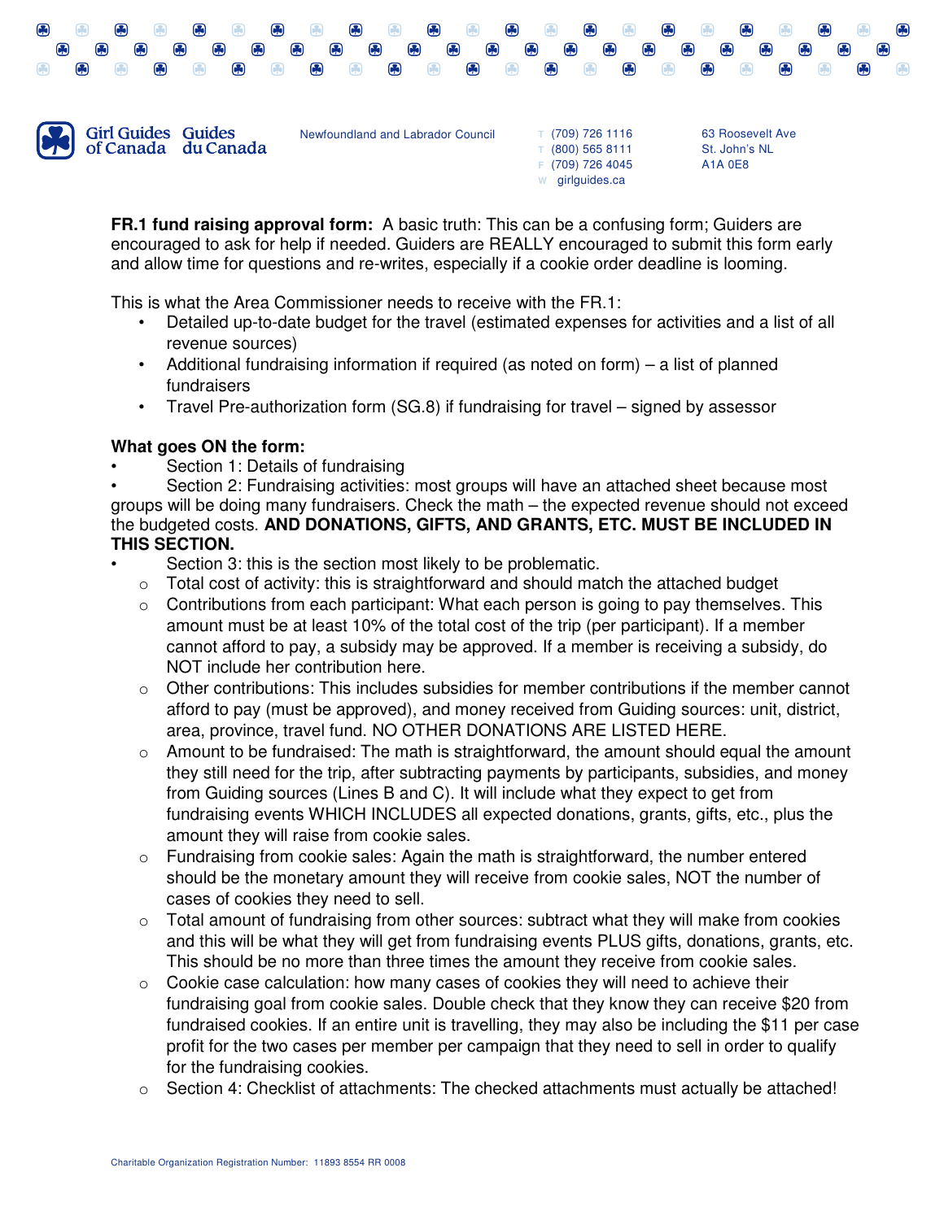**FR.1 fund raising approval form:** A basic truth: This can be a confusing form; Guiders are encouraged to ask for help if needed. Guiders are REALLY encouraged to submit this form early and allow time for questions and re-writes, especially if a cookie order deadline is looming.

This is what the Area Commissioner needs to receive with the FR.1:

- Detailed up-to-date budget for the travel (estimated expenses for activities and a list of all revenue sources)
- Additional fundraising information if required (as noted on form) – a list of planned fundraisers
- Travel Pre-authorization form (SG.8) if fundraising for travel – signed by assessor

**What goes ON the form:**

- Section 1: Details of fundraising
- Section 2: Fundraising activities: most groups will have an attached sheet because most groups will be doing many fundraisers. Check the math – the expected revenue should not exceed the budgeted costs. **AND DONATIONS, GIFTS, AND GRANTS, ETC. MUST BE INCLUDED IN THIS SECTION.**
- Section 3: this is the section most likely to be problematic.
  - Total cost of activity: this is straightforward and should match the attached budget
  - Contributions from each participant: What each person is going to pay themselves. This amount must be at least 10% of the total cost of the trip (per participant). If a member cannot afford to pay, a subsidy may be approved. If a member is receiving a subsidy, do NOT include her contribution here.
  - Other contributions: This includes subsidies for member contributions if the member cannot afford to pay (must be approved), and money received from Guiding sources: unit, district, area, province, travel fund. NO OTHER DONATIONS ARE LISTED HERE.
  - Amount to be fundraised: The math is straightforward, the amount should equal the amount they still need for the trip, after subtracting payments by participants, subsidies, and money from Guiding sources (Lines B and C). It will include what they expect to get from fundraising events WHICH INCLUDES all expected donations, grants, gifts, etc., plus the amount they will raise from cookie sales.
  - Fundraising from cookie sales: Again the math is straightforward, the number entered should be the monetary amount they will receive from cookie sales, NOT the number of cases of cookies they need to sell.
  - Total amount of fundraising from other sources: subtract what they will make from cookies and this will be what they will get from fundraising events PLUS gifts, donations, grants, etc. This should be no more than three times the amount they receive from cookie sales.
  - Cookie case calculation: how many cases of cookies they will need to achieve their fundraising goal from cookie sales. Double check that they know they can receive $20 from fundraised cookies. If an entire unit is travelling, they may also be including the $11 per case profit for the two cases per member per campaign that they need to sell in order to qualify for the fundraising cookies.
  - Section 4: Checklist of attachments: The checked attachments must actually be attached!